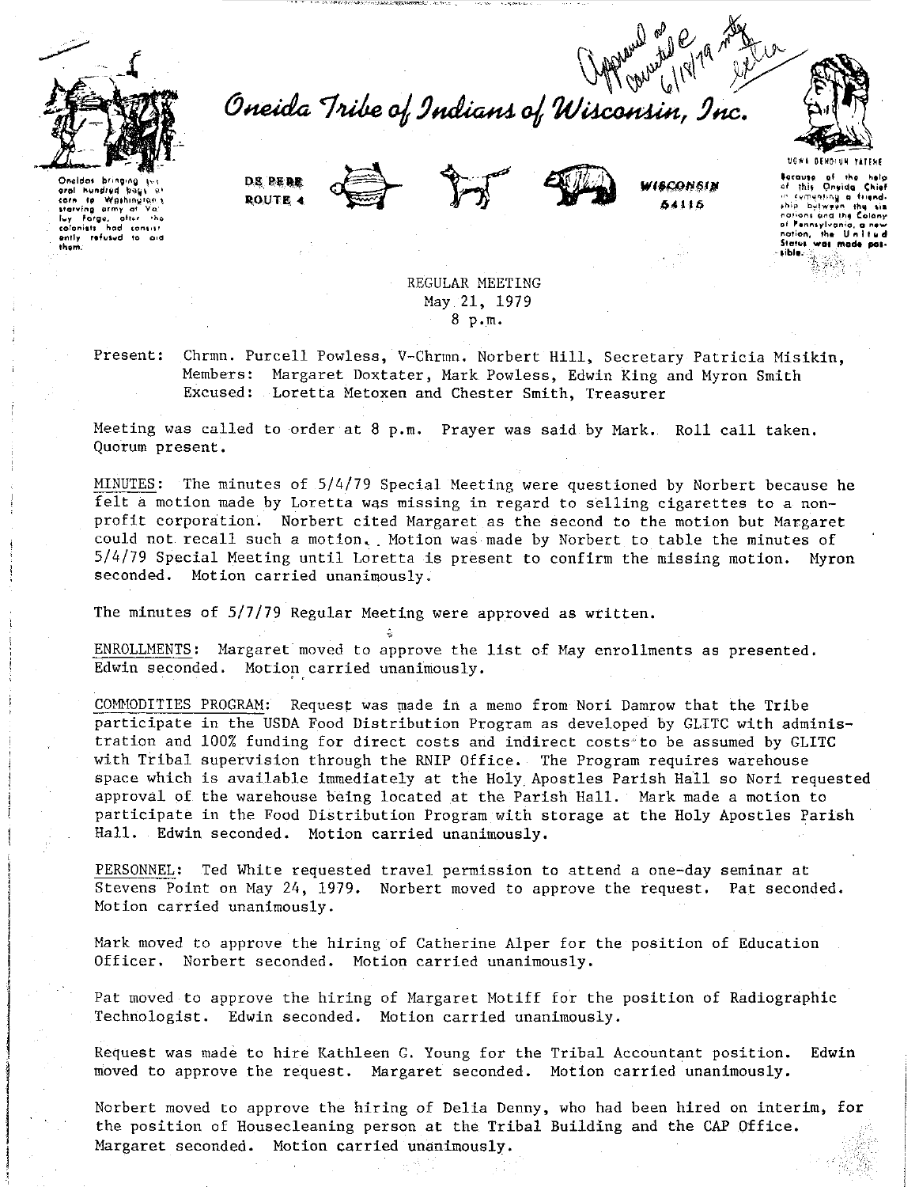Approved as corrected 6/18/79 mtg extra

# Oneida Tribe of Indians of Wisconsin, Inc.

Oneidas bringing several hundred bags of corn to Washington's starving army at Valley Forge, after the colonists had consistently refused to aid them.

DE PERE
ROUTE 4

WISCONSIN
54115

UGWA DEHOLUN YATEHE

Because of the help of this Oneida Chief in cementing a friendship between the six nations and the Colony of Pennsylvania, a new nation, the United States was made possible.

REGULAR MEETING
May 21, 1979
8 p.m.

Present: Chrmn. Purcell Powless, V-Chrmn. Norbert Hill, Secretary Patricia Misikin,
Members: Margaret Doxtater, Mark Powless, Edwin King and Myron Smith
Excused: Loretta Metoxen and Chester Smith, Treasurer

Meeting was called to order at 8 p.m. Prayer was said by Mark. Roll call taken. Quorum present.

MINUTES: The minutes of 5/4/79 Special Meeting were questioned by Norbert because he felt a motion made by Loretta was missing in regard to selling cigarettes to a non-profit corporation. Norbert cited Margaret as the second to the motion but Margaret could not recall such a motion. Motion was made by Norbert to table the minutes of 5/4/79 Special Meeting until Loretta is present to confirm the missing motion. Myron seconded. Motion carried unanimously.

The minutes of 5/7/79 Regular Meeting were approved as written.

ENROLLMENTS: Margaret moved to approve the list of May enrollments as presented. Edwin seconded. Motion carried unanimously.

COMMODITIES PROGRAM: Request was made in a memo from Nori Damrow that the Tribe participate in the USDA Food Distribution Program as developed by GLITC with administration and 100% funding for direct costs and indirect costs to be assumed by GLITC with Tribal supervision through the RNIP Office. The Program requires warehouse space which is available immediately at the Holy Apostles Parish Hall so Nori requested approval of the warehouse being located at the Parish Hall. Mark made a motion to participate in the Food Distribution Program with storage at the Holy Apostles Parish Hall. Edwin seconded. Motion carried unanimously.

PERSONNEL: Ted White requested travel permission to attend a one-day seminar at Stevens Point on May 24, 1979. Norbert moved to approve the request. Pat seconded. Motion carried unanimously.

Mark moved to approve the hiring of Catherine Alper for the position of Education Officer. Norbert seconded. Motion carried unanimously.

Pat moved to approve the hiring of Margaret Motiff for the position of Radiographic Technologist. Edwin seconded. Motion carried unanimously.

Request was made to hire Kathleen G. Young for the Tribal Accountant position. Edwin moved to approve the request. Margaret seconded. Motion carried unanimously.

Norbert moved to approve the hiring of Delia Denny, who had been hired on interim, for the position of Housecleaning person at the Tribal Building and the CAP Office. Margaret seconded. Motion carried unanimously.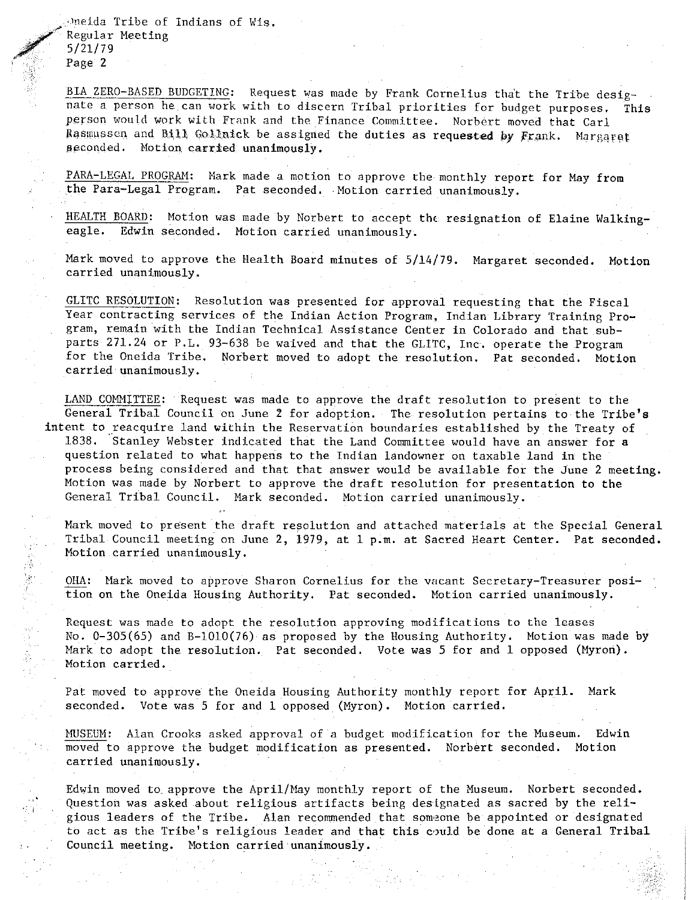BIA ZERO-BASED BUDGETING: Request was made by Frank Cornelius that the Tribe designate a person he can work with to discern Tribal priorities for budget purposes. This person would work with Frank and the Finance Committee. Norbert moved that Carl Rasmussen and Bill Gollnick be assigned the duties as requested by Frank. Margaret seconded. Motion carried unanimously.

PARA-LEGAL PROGRAM: Mark made a motion to approve the monthly report for May from the Para-Legal Program. Pat seconded. Motion carried unanimously.

HEALTH BOARD: Motion was made by Norbert to accept the resignation of Elaine Walkingeagle. Edwin seconded. Motion carried unanimously.

Mark moved to approve the Health Board minutes of 5/14/79. Margaret seconded. Motion carried unanimously.

GLITC RESOLUTION: Resolution was presented for approval requesting that the Fiscal Year contracting services of the Indian Action Program, Indian Library Training Program, remain with the Indian Technical Assistance Center in Colorado and that subparts 271.24 or P.L. 93-638 be waived and that the GLITC, Inc. operate the Program for the Oneida Tribe. Norbert moved to adopt the resolution. Pat seconded. Motion carried unanimously.

LAND COMMITTEE: Request was made to approve the draft resolution to present to the General Tribal Council on June 2 for adoption. The resolution pertains to the Tribe's intent to reacquire land within the Reservation boundaries established by the Treaty of 1838. Stanley Webster indicated that the Land Committee would have an answer for a question related to what happens to the Indian landowner on taxable land in the process being considered and that that answer would be available for the June 2 meeting. Motion was made by Norbert to approve the draft resolution for presentation to the General Tribal Council. Mark seconded. Motion carried unanimously.

Mark moved to present the draft resolution and attached materials at the Special General Tribal Council meeting on June 2, 1979, at 1 p.m. at Sacred Heart Center. Pat seconded. Motion carried unanimously.

OHA: Mark moved to approve Sharon Cornelius for the vacant Secretary-Treasurer position on the Oneida Housing Authority. Pat seconded. Motion carried unanimously.

Request was made to adopt the resolution approving modifications to the leases No. 0-305(65) and B-1010(76) as proposed by the Housing Authority. Motion was made by Mark to adopt the resolution. Pat seconded. Vote was 5 for and 1 opposed (Myron). Motion carried.

Pat moved to approve the Oneida Housing Authority monthly report for April. Mark seconded. Vote was 5 for and 1 opposed (Myron). Motion carried.

MUSEUM: Alan Crooks asked approval of a budget modification for the Museum. Edwin moved to approve the budget modification as presented. Norbert seconded. Motion carried unanimously.

Edwin moved to approve the April/May monthly report of the Museum. Norbert seconded. Question was asked about religious artifacts being designated as sacred by the religious leaders of the Tribe. Alan recommended that someone be appointed or designated to act as the Tribe's religious leader and that this could be done at a General Tribal Council meeting. Motion carried unanimously.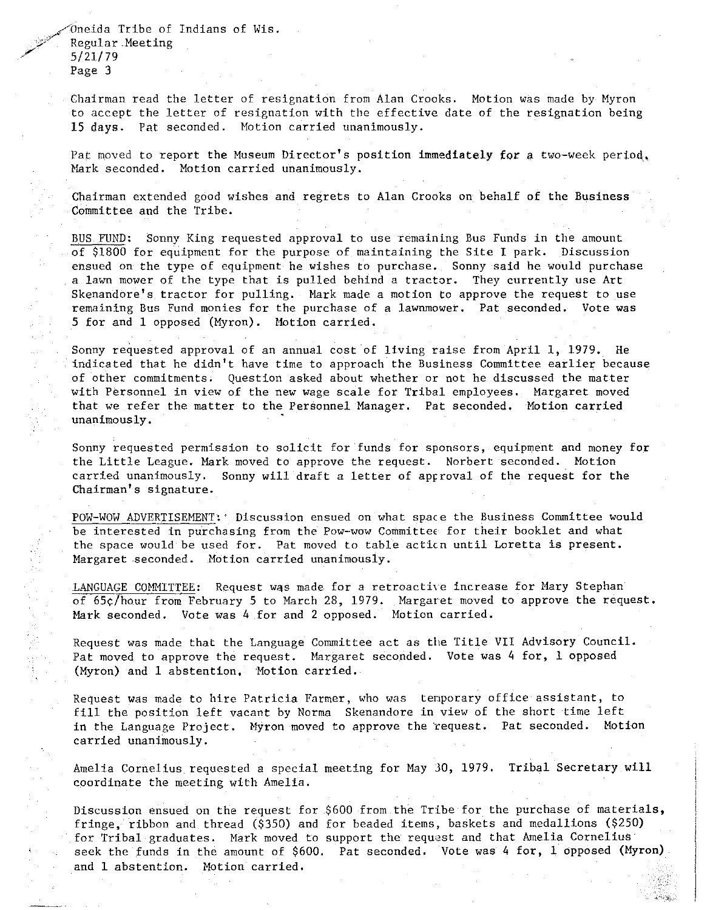Oneida Tribe of Indians of Wis.
Regular Meeting
5/21/79
Page 3

Chairman read the letter of resignation from Alan Crooks. Motion was made by Myron to accept the letter of resignation with the effective date of the resignation being 15 days. Pat seconded. Motion carried unanimously.

Pat moved to report the Museum Director's position immediately for a two-week period. Mark seconded. Motion carried unanimously.

Chairman extended good wishes and regrets to Alan Crooks on behalf of the Business Committee and the Tribe.

BUS FUND: Sonny King requested approval to use remaining Bus Funds in the amount of $1800 for equipment for the purpose of maintaining the Site I park. Discussion ensued on the type of equipment he wishes to purchase. Sonny said he would purchase a lawn mower of the type that is pulled behind a tractor. They currently use Art Skenandore's tractor for pulling. Mark made a motion to approve the request to use remaining Bus Fund monies for the purchase of a lawnmower. Pat seconded. Vote was 5 for and 1 opposed (Myron). Motion carried.

Sonny requested approval of an annual cost of living raise from April 1, 1979. He indicated that he didn't have time to approach the Business Committee earlier because of other commitments. Question asked about whether or not he discussed the matter with Personnel in view of the new wage scale for Tribal employees. Margaret moved that we refer the matter to the Personnel Manager. Pat seconded. Motion carried unanimously.

Sonny requested permission to solicit for funds for sponsors, equipment and money for the Little League. Mark moved to approve the request. Norbert seconded. Motion carried unanimously. Sonny will draft a letter of approval of the request for the Chairman's signature.

POW-WOW ADVERTISEMENT: Discussion ensued on what space the Business Committee would be interested in purchasing from the Pow-wow Committee for their booklet and what the space would be used for. Pat moved to table action until Loretta is present. Margaret seconded. Motion carried unanimously.

LANGUAGE COMMITTEE: Request was made for a retroactive increase for Mary Stephan of 65¢/hour from February 5 to March 28, 1979. Margaret moved to approve the request. Mark seconded. Vote was 4 for and 2 opposed. Motion carried.

Request was made that the Language Committee act as the Title VII Advisory Council. Pat moved to approve the request. Margaret seconded. Vote was 4 for, 1 opposed (Myron) and 1 abstention. Motion carried.

Request was made to hire Patricia Farmer, who was temporary office assistant, to fill the position left vacant by Norma Skenandore in view of the short time left in the Language Project. Myron moved to approve the request. Pat seconded. Motion carried unanimously.

Amelia Cornelius requested a special meeting for May 30, 1979. Tribal Secretary will coordinate the meeting with Amelia.

Discussion ensued on the request for $600 from the Tribe for the purchase of materials, fringe, ribbon and thread ($350) and for beaded items, baskets and medallions ($250) for Tribal graduates. Mark moved to support the request and that Amelia Cornelius seek the funds in the amount of $600. Pat seconded. Vote was 4 for, 1 opposed (Myron) and 1 abstention. Motion carried.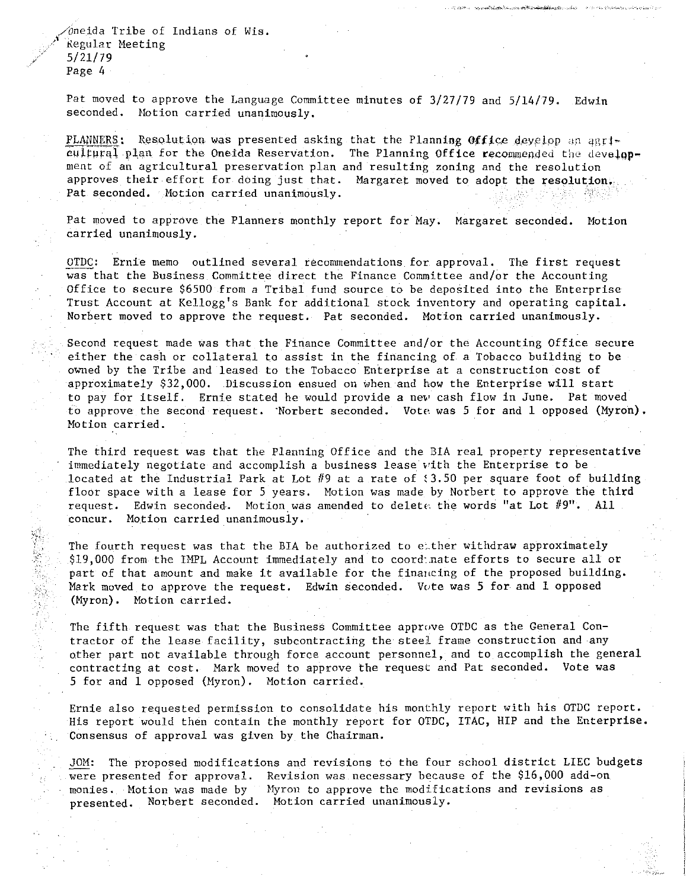Pat moved to approve the Language Committee minutes of 3/27/79 and 5/14/79. Edwin seconded. Motion carried unanimously.

PLANNERS: Resolution was presented asking that the Planning Office develop an agricultural plan for the Oneida Reservation. The Planning Office recommended the development of an agricultural preservation plan and resulting zoning and the resolution approves their effort for doing just that. Margaret moved to adopt the resolution. Pat seconded. Motion carried unanimously.

Pat moved to approve the Planners monthly report for May. Margaret seconded. Motion carried unanimously.

OTDC: Ernie memo outlined several recommendations for approval. The first request was that the Business Committee direct the Finance Committee and/or the Accounting Office to secure $6500 from a Tribal fund source to be deposited into the Enterprise Trust Account at Kellogg's Bank for additional stock inventory and operating capital. Norbert moved to approve the request. Pat seconded. Motion carried unanimously.

Second request made was that the Finance Committee and/or the Accounting Office secure either the cash or collateral to assist in the financing of a Tobacco building to be owned by the Tribe and leased to the Tobacco Enterprise at a construction cost of approximately $32,000. Discussion ensued on when and how the Enterprise will start to pay for itself. Ernie stated he would provide a new cash flow in June. Pat moved to approve the second request. Norbert seconded. Vote was 5 for and 1 opposed (Myron). Motion carried.

The third request was that the Planning Office and the BIA real property representative immediately negotiate and accomplish a business lease with the Enterprise to be located at the Industrial Park at Lot #9 at a rate of $3.50 per square foot of building floor space with a lease for 5 years. Motion was made by Norbert to approve the third request. Edwin seconded. Motion was amended to delete the words "at Lot #9". All concur. Motion carried unanimously.

The fourth request was that the BIA be authorized to either withdraw approximately $19,000 from the IMPL Account immediately and to coordinate efforts to secure all or part of that amount and make it available for the financing of the proposed building. Mark moved to approve the request. Edwin seconded. Vote was 5 for and 1 opposed (Myron). Motion carried.

The fifth request was that the Business Committee approve OTDC as the General Contractor of the lease facility, subcontracting the steel frame construction and any other part not available through force account personnel, and to accomplish the general contracting at cost. Mark moved to approve the request and Pat seconded. Vote was 5 for and 1 opposed (Myron). Motion carried.

Ernie also requested permission to consolidate his monthly report with his OTDC report. His report would then contain the monthly report for OTDC, ITAC, HIP and the Enterprise. Consensus of approval was given by the Chairman.

JOM: The proposed modifications and revisions to the four school district LIEC budgets were presented for approval. Revision was necessary because of the $16,000 add-on monies. Motion was made by Myron to approve the modifications and revisions as presented. Norbert seconded. Motion carried unanimously.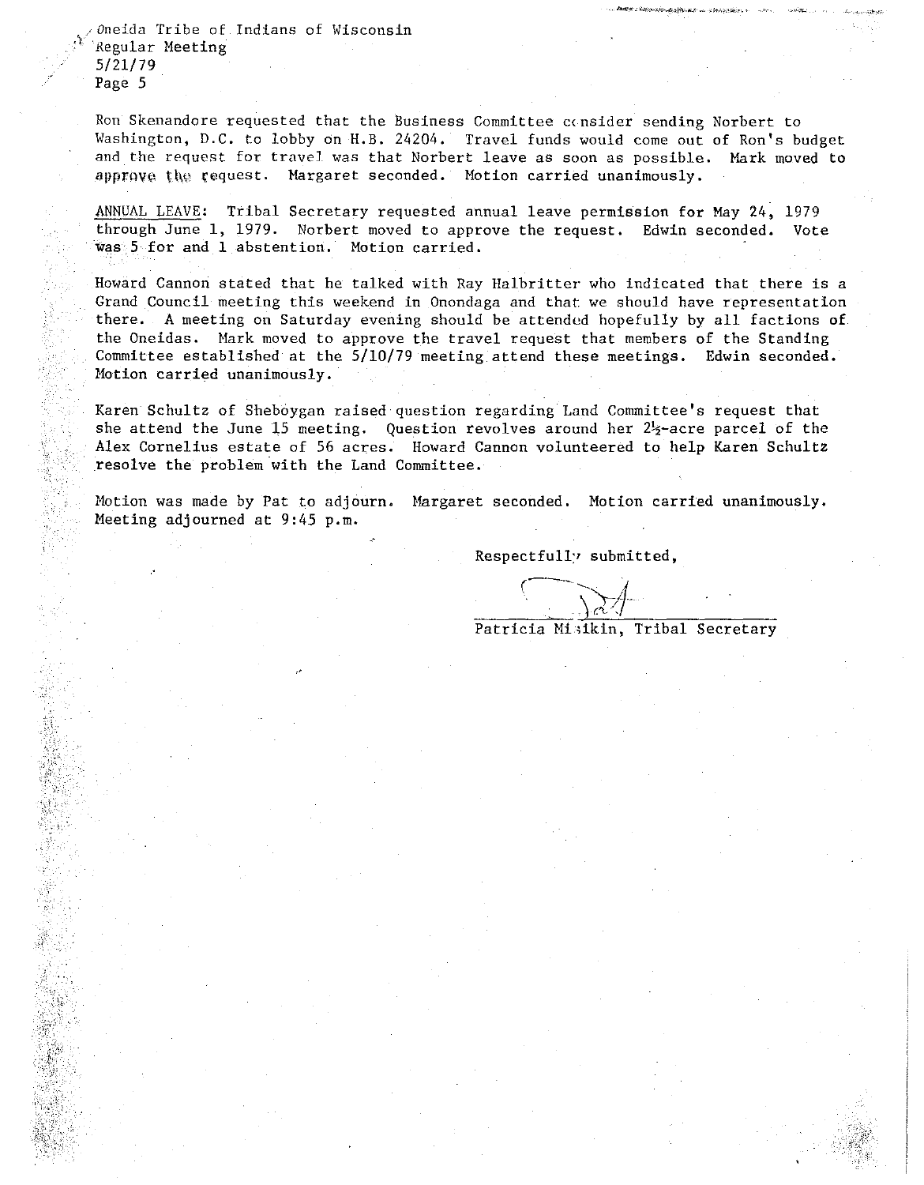Oneida Tribe of Indians of Wisconsin
Regular Meeting
5/21/79
Page 5

Ron Skenandore requested that the Business Committee consider sending Norbert to Washington, D.C. to lobby on H.B. 24204. Travel funds would come out of Ron's budget and the request for travel was that Norbert leave as soon as possible. Mark moved to approve the request. Margaret seconded. Motion carried unanimously.

ANNUAL LEAVE: Tribal Secretary requested annual leave permission for May 24, 1979 through June 1, 1979. Norbert moved to approve the request. Edwin seconded. Vote was 5 for and 1 abstention. Motion carried.

Howard Cannon stated that he talked with Ray Halbritter who indicated that there is a Grand Council meeting this weekend in Onondaga and that we should have representation there. A meeting on Saturday evening should be attended hopefully by all factions of the Oneidas. Mark moved to approve the travel request that members of the Standing Committee established at the 5/10/79 meeting attend these meetings. Edwin seconded. Motion carried unanimously.

Karen Schultz of Sheboygan raised question regarding Land Committee's request that she attend the June 15 meeting. Question revolves around her 2½-acre parcel of the Alex Cornelius estate of 56 acres. Howard Cannon volunteered to help Karen Schultz resolve the problem with the Land Committee.

Motion was made by Pat to adjourn. Margaret seconded. Motion carried unanimously. Meeting adjourned at 9:45 p.m.

Respectfully submitted,

Patricia Miskin, Tribal Secretary